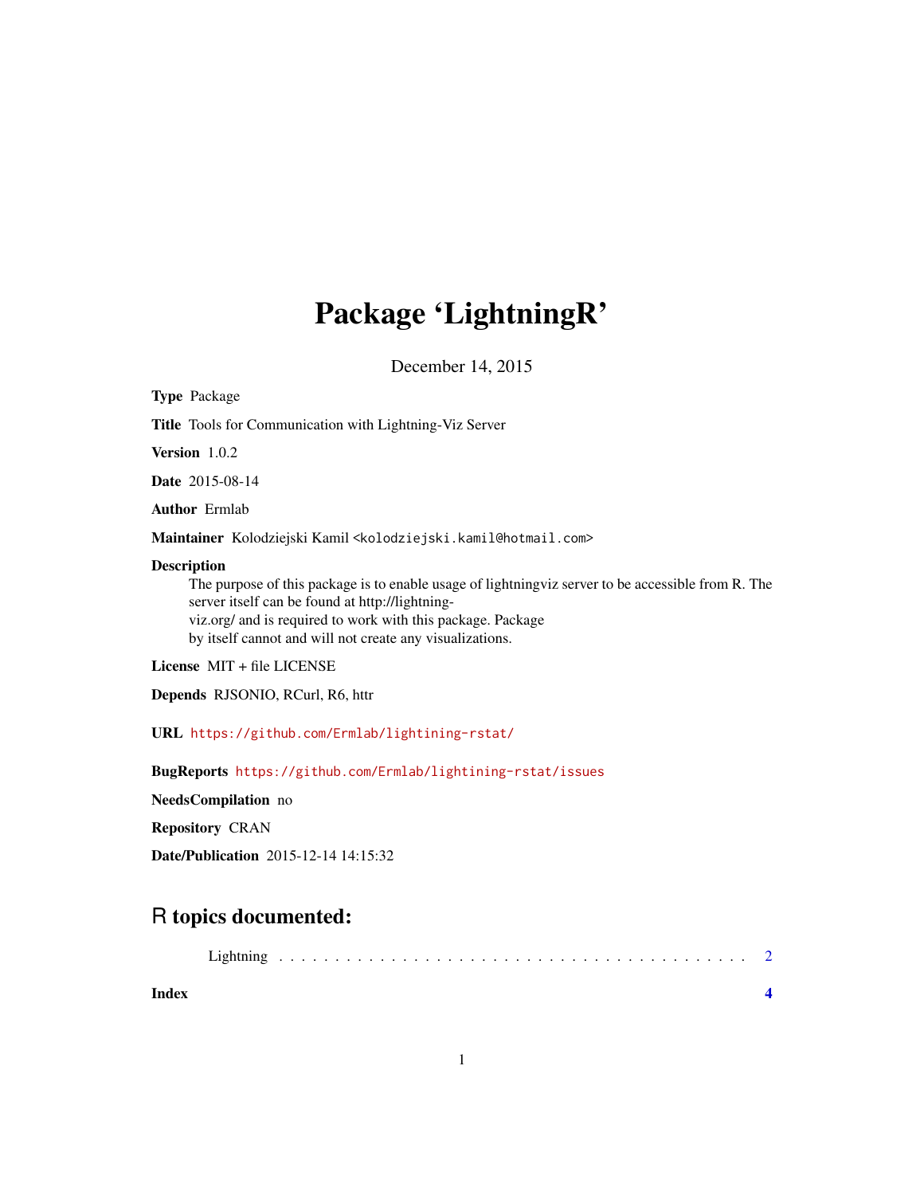# Package 'LightningR'

December 14, 2015

**Type** Package

**Title** Tools for Communication with Lightning-Viz Server

**Version** 1.0.2

**Date** 2015-08-14

**Author** Ermlab

**Maintainer** Kolodziejski Kamil <kolodziejski.kamil@hotmail.com>

**Description**
The purpose of this package is to enable usage of lightningviz server to be accessible from R. The server itself can be found at http://lightning-viz.org/ and is required to work with this package. Package by itself cannot and will not create any visualizations.

**License** MIT + file LICENSE

**Depends** RJSONIO, RCurl, R6, httr

**URL** https://github.com/Ermlab/lightining-rstat/

**BugReports** https://github.com/Ermlab/lightining-rstat/issues

**NeedsCompilation** no

**Repository** CRAN

**Date/Publication** 2015-12-14 14:15:32

## R topics documented:

Lightning . . . . . . . . . . . . . . . . . . . . . . . . . . . . . . . . . . . . . . . . . . 2

**Index** **4**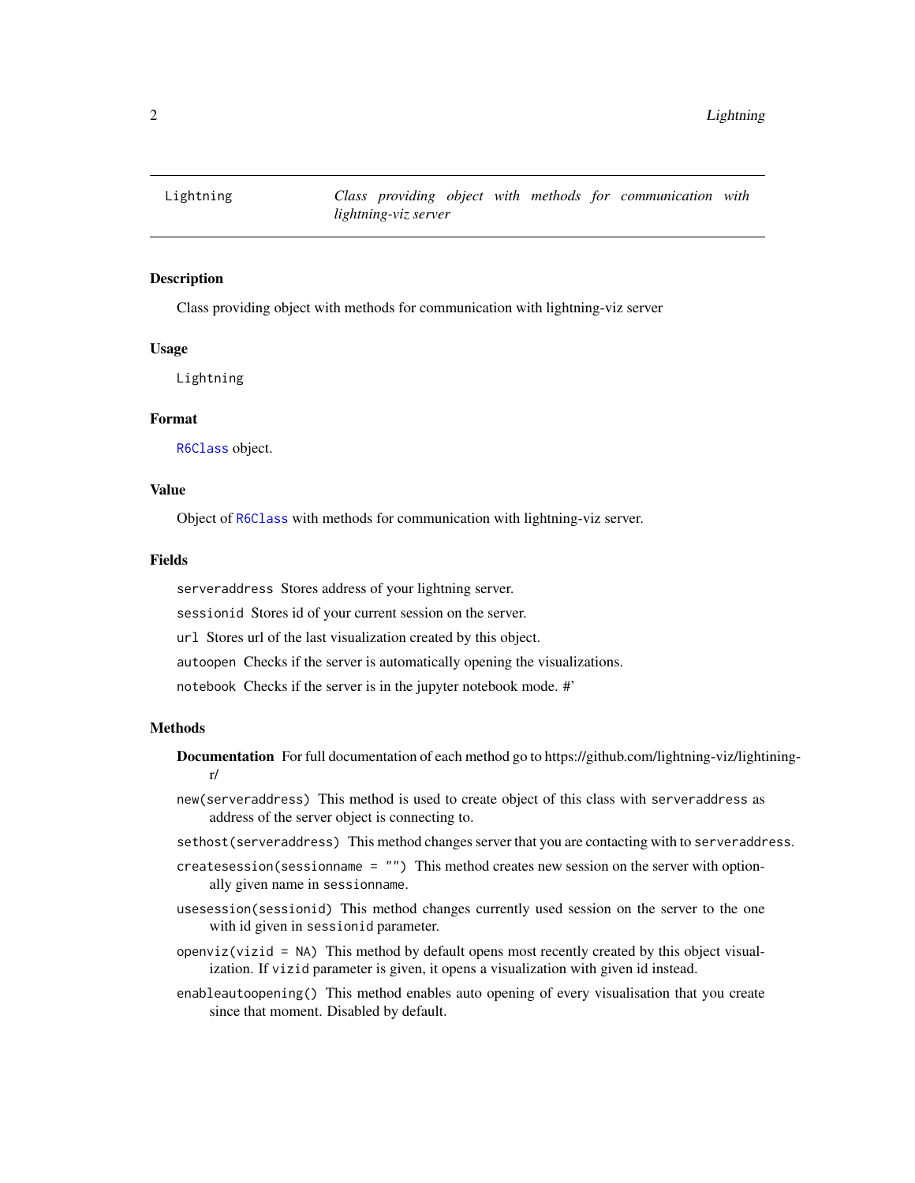Lightning *Class providing object with methods for communication with lightning-viz server*

## Description

Class providing object with methods for communication with lightning-viz server

## Usage

```
Lightning
```

## Format

`R6Class` object.

## Value

Object of `R6Class` with methods for communication with lightning-viz server.

## Fields

`serveraddress` Stores address of your lightning server.

`sessionid` Stores id of your current session on the server.

`url` Stores url of the last visualization created by this object.

`autoopen` Checks if the server is automatically opening the visualizations.

`notebook` Checks if the server is in the jupyter notebook mode. #'

## Methods

**Documentation** For full documentation of each method go to https://github.com/lightning-viz/lightining-r/

`new(serveraddress)` This method is used to create object of this class with `serveraddress` as address of the server object is connecting to.

`sethost(serveraddress)` This method changes server that you are contacting with to `serveraddress`.

`createsession(sessionname = "")` This method creates new session on the server with optionally given name in `sessionname`.

`usesession(sessionid)` This method changes currently used session on the server to the one with id given in `sessionid` parameter.

`openviz(vizid = NA)` This method by default opens most recently created by this object visualization. If `vizid` parameter is given, it opens a visualization with given id instead.

`enableautoopening()` This method enables auto opening of every visualisation that you create since that moment. Disabled by default.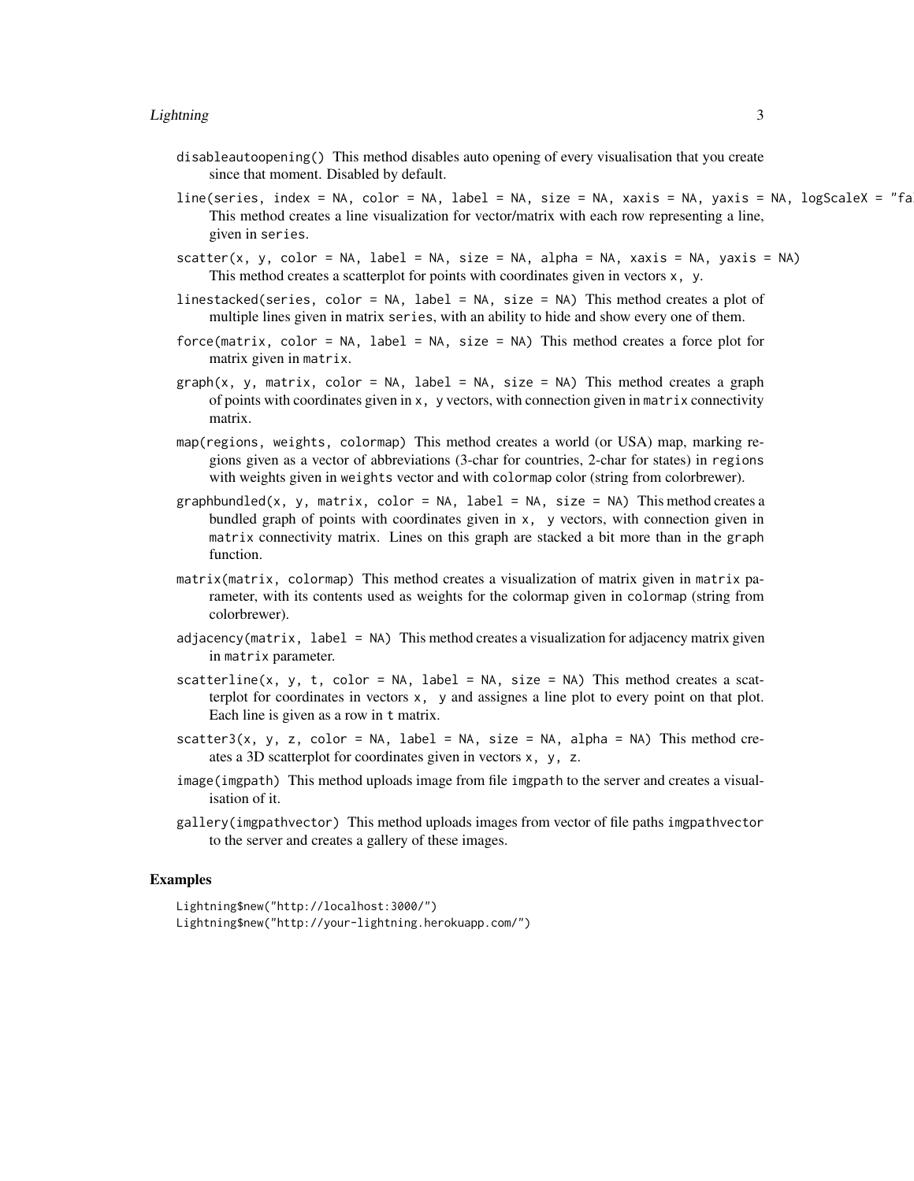`disableautoopening()` This method disables auto opening of every visualisation that you create since that moment. Disabled by default.

`line(series, index = NA, color = NA, label = NA, size = NA, xaxis = NA, yaxis = NA, logScaleX = "fa` This method creates a line visualization for vector/matrix with each row representing a line, given in `series`.

`scatter(x, y, color = NA, label = NA, size = NA, alpha = NA, xaxis = NA, yaxis = NA)` This method creates a scatterplot for points with coordinates given in vectors `x, y`.

`linestacked(series, color = NA, label = NA, size = NA)` This method creates a plot of multiple lines given in matrix `series`, with an ability to hide and show every one of them.

`force(matrix, color = NA, label = NA, size = NA)` This method creates a force plot for matrix given in `matrix`.

`graph(x, y, matrix, color = NA, label = NA, size = NA)` This method creates a graph of points with coordinates given in `x, y` vectors, with connection given in `matrix` connectivity matrix.

`map(regions, weights, colormap)` This method creates a world (or USA) map, marking regions given as a vector of abbreviations (3-char for countries, 2-char for states) in `regions` with weights given in `weights` vector and with `colormap` color (string from colorbrewer).

`graphbundled(x, y, matrix, color = NA, label = NA, size = NA)` This method creates a bundled graph of points with coordinates given in `x, y` vectors, with connection given in `matrix` connectivity matrix. Lines on this graph are stacked a bit more than in the `graph` function.

`matrix(matrix, colormap)` This method creates a visualization of matrix given in `matrix` parameter, with its contents used as weights for the colormap given in `colormap` (string from colorbrewer).

`adjacency(matrix, label = NA)` This method creates a visualization for adjacency matrix given in `matrix` parameter.

`scatterline(x, y, t, color = NA, label = NA, size = NA)` This method creates a scatterplot for coordinates in vectors `x, y` and assignes a line plot to every point on that plot. Each line is given as a row in `t` matrix.

`scatter3(x, y, z, color = NA, label = NA, size = NA, alpha = NA)` This method creates a 3D scatterplot for coordinates given in vectors `x, y, z`.

`image(imgpath)` This method uploads image from file `imgpath` to the server and creates a visualisation of it.

`gallery(imgpathvector)` This method uploads images from vector of file paths `imgpathvector` to the server and creates a gallery of these images.

## Examples

```
Lightning$new("http://localhost:3000/")
Lightning$new("http://your-lightning.herokuapp.com/")
```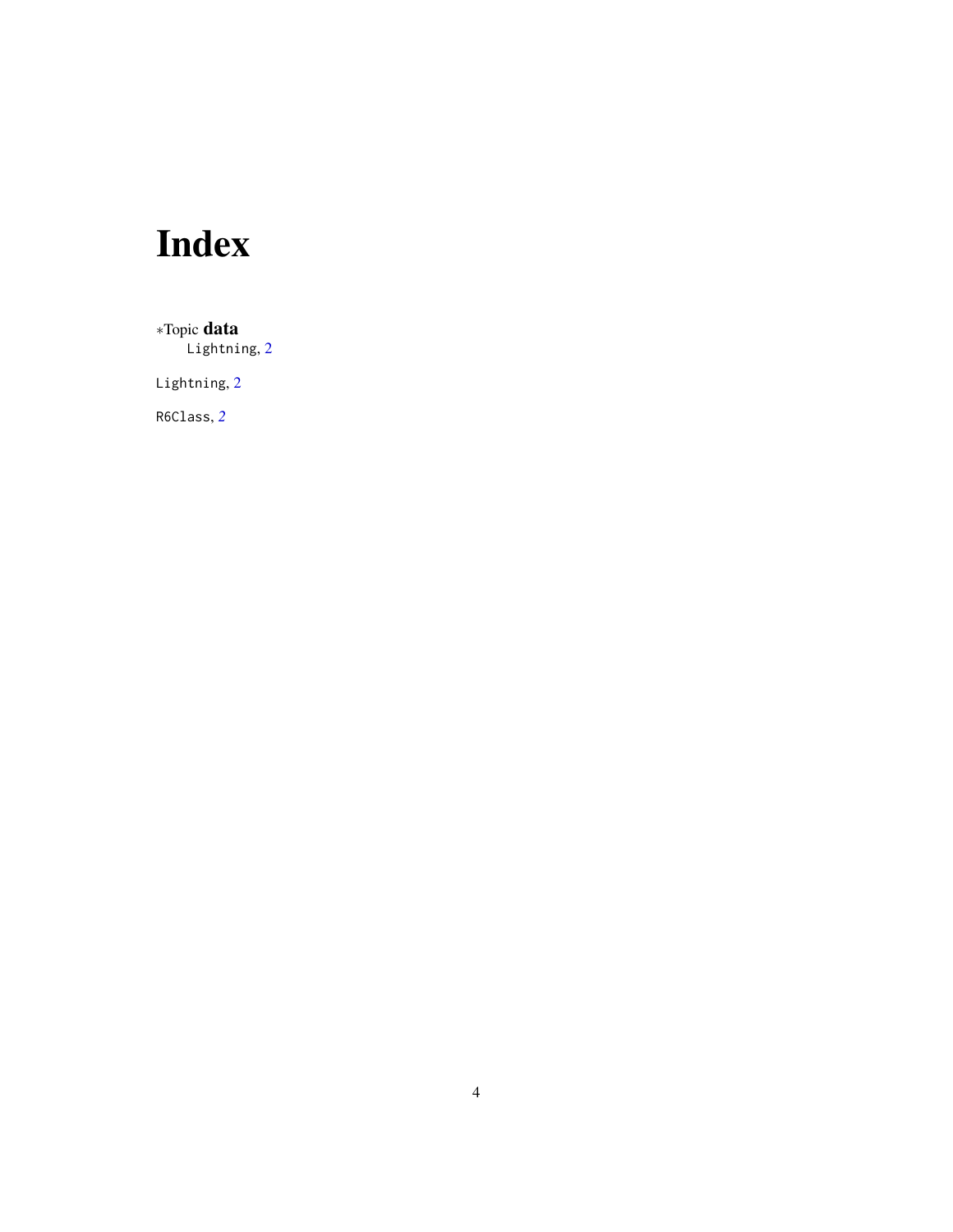# Index

∗Topic **data**
    Lightning, 2

Lightning, 2

R6Class, *2*